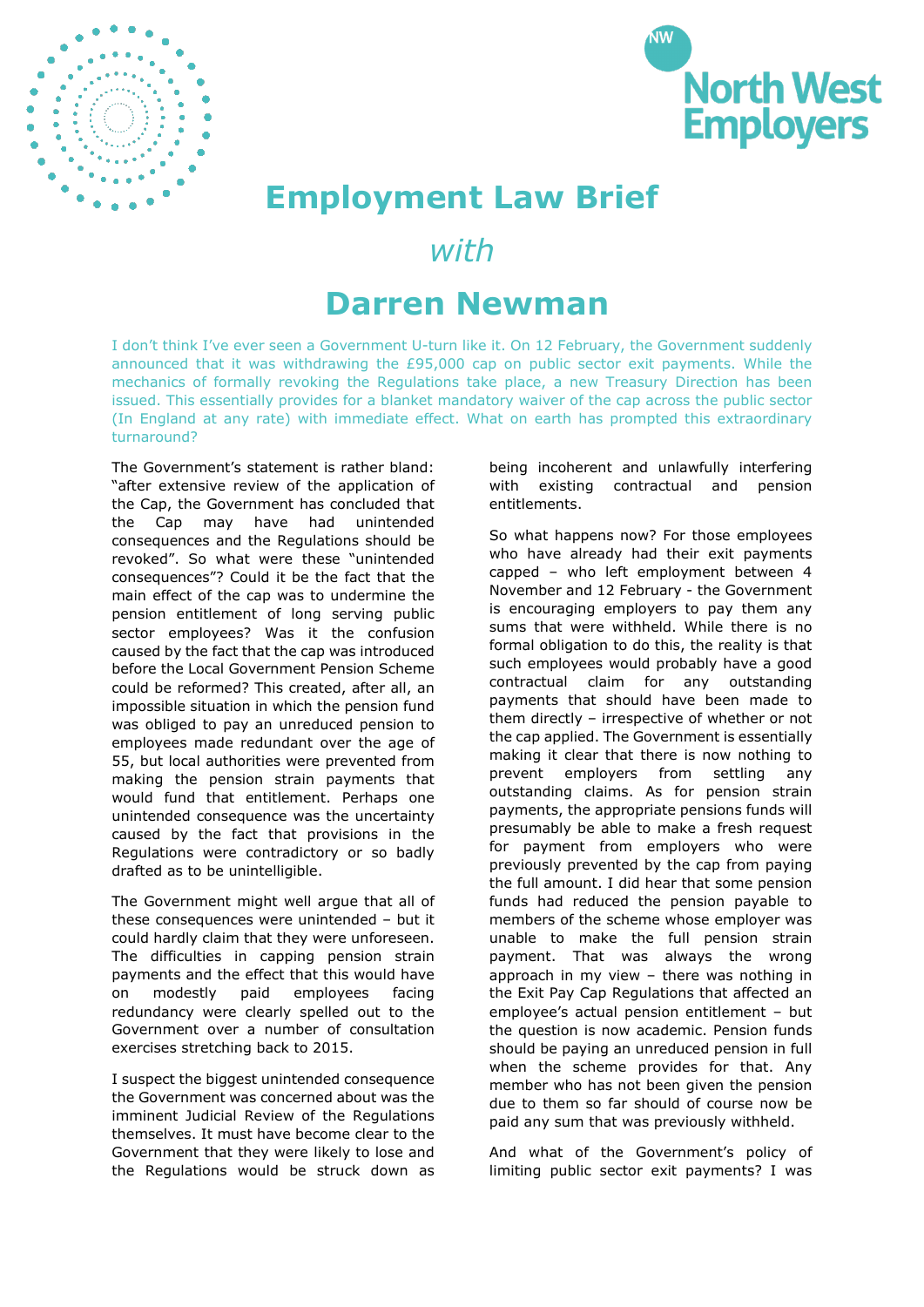# Employment Law Brief

## *with*

# Darren Newman

I don't think I've ever seen a Government U-turn like it. On 12 February, the Government suddenly announced that it was withdrawing the £95,000 cap on public sector exit payments. While the mechanics of formally revoking the Regulations take place, a new Treasury Direction has been issued. This essentially provides for a blanket mandatory waiver of the cap across the public sector (In England at any rate) with immediate effect. What on earth has prompted this extraordinary turnaround?

The Government's statement is rather bland: "after extensive review of the application of the Cap, the Government has concluded that the Cap may have had unintended consequences and the Regulations should be revoked". So what were these "unintended consequences"? Could it be the fact that the main effect of the cap was to undermine the pension entitlement of long serving public sector employees? Was it the confusion caused by the fact that the cap was introduced before the Local Government Pension Scheme could be reformed? This created, after all, an impossible situation in which the pension fund was obliged to pay an unreduced pension to employees made redundant over the age of 55, but local authorities were prevented from making the pension strain payments that would fund that entitlement. Perhaps one unintended consequence was the uncertainty caused by the fact that provisions in the Regulations were contradictory or so badly drafted as to be unintelligible.

The Government might well argue that all of these consequences were unintended – but it could hardly claim that they were unforeseen. The difficulties in capping pension strain payments and the effect that this would have on modestly paid employees facing redundancy were clearly spelled out to the Government over a number of consultation exercises stretching back to 2015.

I suspect the biggest unintended consequence the Government was concerned about was the imminent Judicial Review of the Regulations themselves. It must have become clear to the Government that they were likely to lose and the Regulations would be struck down as being incoherent and unlawfully interfering with existing contractual and pension entitlements.

So what happens now? For those employees who have already had their exit payments capped – who left employment between 4 November and 12 February - the Government is encouraging employers to pay them any sums that were withheld. While there is no formal obligation to do this, the reality is that such employees would probably have a good contractual claim for any outstanding payments that should have been made to them directly – irrespective of whether or not the cap applied. The Government is essentially making it clear that there is now nothing to prevent employers from settling any outstanding claims. As for pension strain payments, the appropriate pensions funds will presumably be able to make a fresh request for payment from employers who were previously prevented by the cap from paying the full amount. I did hear that some pension funds had reduced the pension payable to members of the scheme whose employer was unable to make the full pension strain payment. That was always the wrong approach in my view – there was nothing in the Exit Pay Cap Regulations that affected an employee's actual pension entitlement – but the question is now academic. Pension funds should be paying an unreduced pension in full when the scheme provides for that. Any member who has not been given the pension due to them so far should of course now be paid any sum that was previously withheld.

And what of the Government's policy of limiting public sector exit payments? I was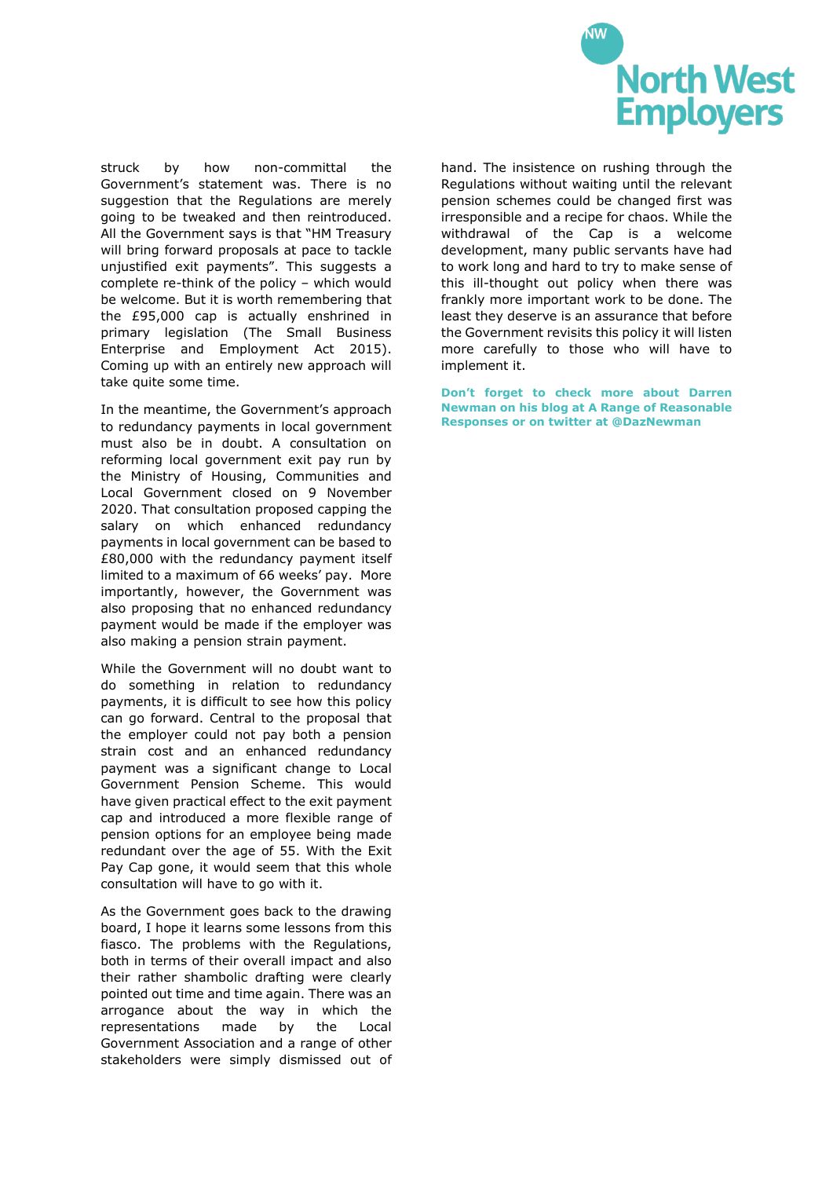struck by how non-committal the Government's statement was. There is no suggestion that the Regulations are merely going to be tweaked and then reintroduced. All the Government says is that "HM Treasury will bring forward proposals at pace to tackle unjustified exit payments". This suggests a complete re-think of the policy – which would be welcome. But it is worth remembering that the £95,000 cap is actually enshrined in primary legislation (The Small Business Enterprise and Employment Act 2015). Coming up with an entirely new approach will take quite some time.

In the meantime, the Government's approach to redundancy payments in local government must also be in doubt. A consultation on reforming local government exit pay run by the Ministry of Housing, Communities and Local Government closed on 9 November 2020. That consultation proposed capping the salary on which enhanced redundancy payments in local government can be based to £80,000 with the redundancy payment itself limited to a maximum of 66 weeks' pay. More importantly, however, the Government was also proposing that no enhanced redundancy payment would be made if the employer was also making a pension strain payment.

While the Government will no doubt want to do something in relation to redundancy payments, it is difficult to see how this policy can go forward. Central to the proposal that the employer could not pay both a pension strain cost and an enhanced redundancy payment was a significant change to Local Government Pension Scheme. This would have given practical effect to the exit payment cap and introduced a more flexible range of pension options for an employee being made redundant over the age of 55. With the Exit Pay Cap gone, it would seem that this whole consultation will have to go with it.

As the Government goes back to the drawing board, I hope it learns some lessons from this fiasco. The problems with the Regulations, both in terms of their overall impact and also their rather shambolic drafting were clearly pointed out time and time again. There was an arrogance about the way in which the representations made by the Local Government Association and a range of other stakeholders were simply dismissed out of hand. The insistence on rushing through the Regulations without waiting until the relevant pension schemes could be changed first was irresponsible and a recipe for chaos. While the withdrawal of the Cap is a welcome development, many public servants have had to work long and hard to try to make sense of this ill-thought out policy when there was frankly more important work to be done. The least they deserve is an assurance that before the Government revisits this policy it will listen more carefully to those who will have to implement it.

**Don't forget to check more about Darren Newman on his blog at A Range of Reasonable Responses or on twitter at @DazNewman**